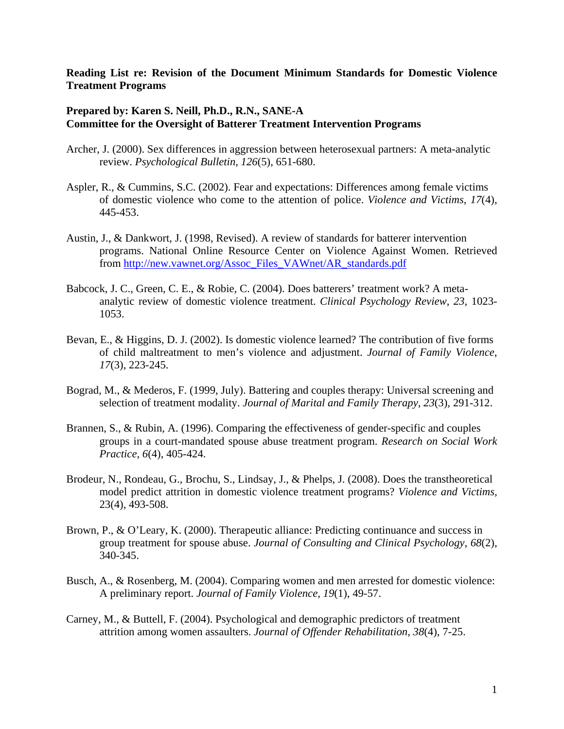**Reading List re: Revision of the Document Minimum Standards for Domestic Violence Treatment Programs**

**Prepared by: Karen S. Neill, Ph.D., R.N., SANE-A**
**Committee for the Oversight of Batterer Treatment Intervention Programs**

Archer, J. (2000). Sex differences in aggression between heterosexual partners: A meta-analytic review. *Psychological Bulletin*, *126*(5), 651-680.

Aspler, R., & Cummins, S.C. (2002). Fear and expectations: Differences among female victims of domestic violence who come to the attention of police. *Violence and Victims*, *17*(4), 445-453.

Austin, J., & Dankwort, J. (1998, Revised). A review of standards for batterer intervention programs. National Online Resource Center on Violence Against Women. Retrieved from http://new.vawnet.org/Assoc_Files_VAWnet/AR_standards.pdf

Babcock, J. C., Green, C. E., & Robie, C. (2004). Does batterers' treatment work? A meta-analytic review of domestic violence treatment. *Clinical Psychology Review*, *23*, 1023-1053.

Bevan, E., & Higgins, D. J. (2002). Is domestic violence learned? The contribution of five forms of child maltreatment to men's violence and adjustment. *Journal of Family Violence*, *17*(3), 223-245.

Bograd, M., & Mederos, F. (1999, July). Battering and couples therapy: Universal screening and selection of treatment modality. *Journal of Marital and Family Therapy, 23*(3), 291-312.

Brannen, S., & Rubin, A. (1996). Comparing the effectiveness of gender-specific and couples groups in a court-mandated spouse abuse treatment program. *Research on Social Work Practice, 6*(4), 405-424.

Brodeur, N., Rondeau, G., Brochu, S., Lindsay, J., & Phelps, J. (2008). Does the transtheoretical model predict attrition in domestic violence treatment programs? *Violence and Victims,* 23(4), 493-508.

Brown, P., & O'Leary, K. (2000). Therapeutic alliance: Predicting continuance and success in group treatment for spouse abuse. *Journal of Consulting and Clinical Psychology, 68*(2), 340-345.

Busch, A., & Rosenberg, M. (2004). Comparing women and men arrested for domestic violence: A preliminary report. *Journal of Family Violence*, *19*(1), 49-57.

Carney, M., & Buttell, F. (2004). Psychological and demographic predictors of treatment attrition among women assaulters. *Journal of Offender Rehabilitation*, *38*(4), 7-25.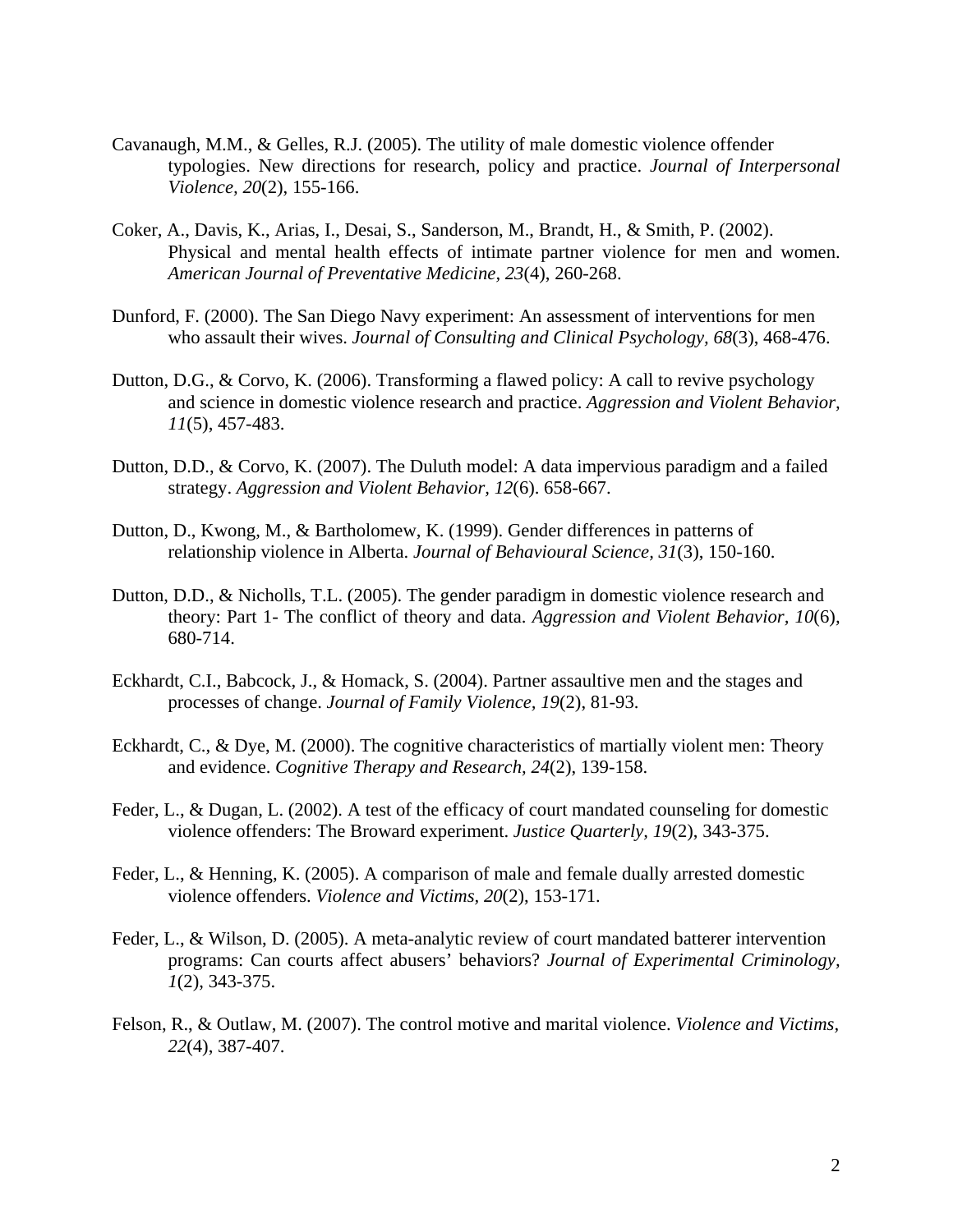Cavanaugh, M.M., & Gelles, R.J. (2005). The utility of male domestic violence offender typologies. New directions for research, policy and practice. *Journal of Interpersonal Violence, 20*(2), 155-166.

Coker, A., Davis, K., Arias, I., Desai, S., Sanderson, M., Brandt, H., & Smith, P. (2002). Physical and mental health effects of intimate partner violence for men and women. *American Journal of Preventative Medicine, 23*(4), 260-268.

Dunford, F. (2000). The San Diego Navy experiment: An assessment of interventions for men who assault their wives. *Journal of Consulting and Clinical Psychology, 68*(3), 468-476.

Dutton, D.G., & Corvo, K. (2006). Transforming a flawed policy: A call to revive psychology and science in domestic violence research and practice. *Aggression and Violent Behavior, 11*(5), 457-483.

Dutton, D.D., & Corvo, K. (2007). The Duluth model: A data impervious paradigm and a failed strategy. *Aggression and Violent Behavior, 12*(6). 658-667.

Dutton, D., Kwong, M., & Bartholomew, K. (1999). Gender differences in patterns of relationship violence in Alberta. *Journal of Behavioural Science, 31*(3), 150-160.

Dutton, D.D., & Nicholls, T.L. (2005). The gender paradigm in domestic violence research and theory: Part 1- The conflict of theory and data. *Aggression and Violent Behavior, 10*(6), 680-714.

Eckhardt, C.I., Babcock, J., & Homack, S. (2004). Partner assaultive men and the stages and processes of change. *Journal of Family Violence, 19*(2), 81-93.

Eckhardt, C., & Dye, M. (2000). The cognitive characteristics of martially violent men: Theory and evidence. *Cognitive Therapy and Research, 24*(2), 139-158.

Feder, L., & Dugan, L. (2002). A test of the efficacy of court mandated counseling for domestic violence offenders: The Broward experiment. *Justice Quarterly, 19*(2), 343-375.

Feder, L., & Henning, K. (2005). A comparison of male and female dually arrested domestic violence offenders. *Violence and Victims, 20*(2), 153-171.

Feder, L., & Wilson, D. (2005). A meta-analytic review of court mandated batterer intervention programs: Can courts affect abusers' behaviors? *Journal of Experimental Criminology, 1*(2), 343-375.

Felson, R., & Outlaw, M. (2007). The control motive and marital violence. *Violence and Victims, 22*(4), 387-407.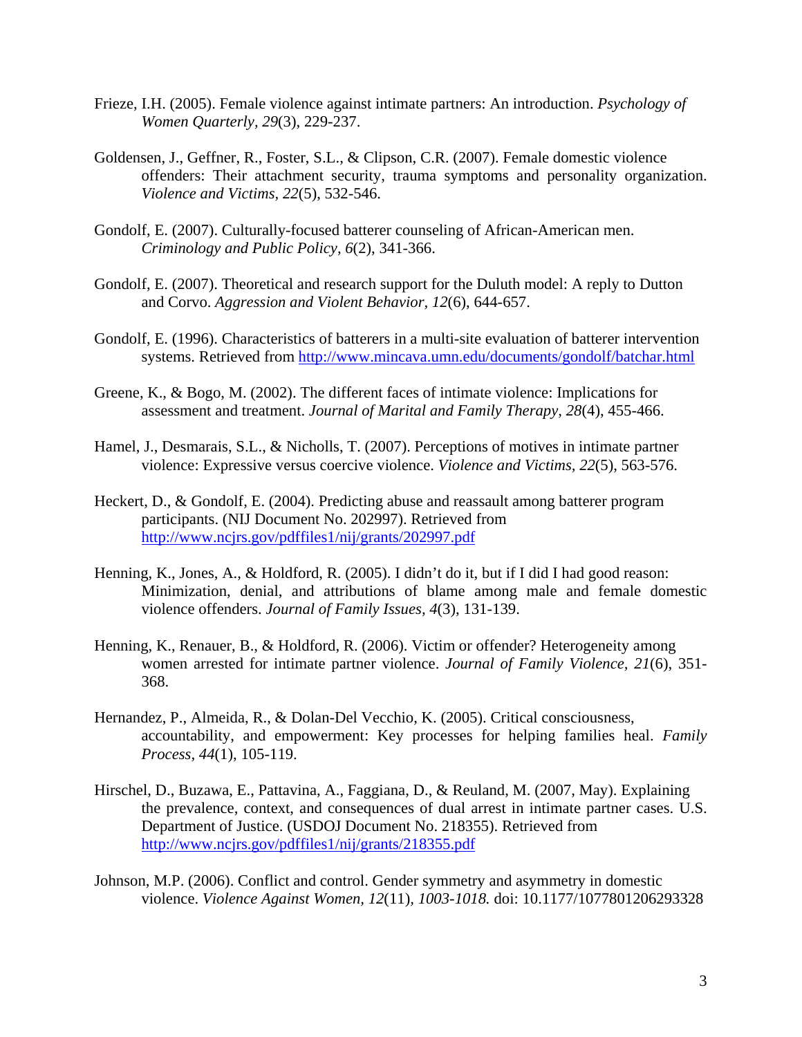Frieze, I.H. (2005). Female violence against intimate partners: An introduction. *Psychology of Women Quarterly, 29*(3), 229-237.

Goldensen, J., Geffner, R., Foster, S.L., & Clipson, C.R. (2007). Female domestic violence offenders: Their attachment security, trauma symptoms and personality organization. *Violence and Victims, 22*(5), 532-546.

Gondolf, E. (2007). Culturally-focused batterer counseling of African-American men. *Criminology and Public Policy, 6*(2), 341-366.

Gondolf, E. (2007). Theoretical and research support for the Duluth model: A reply to Dutton and Corvo. *Aggression and Violent Behavior, 12*(6), 644-657.

Gondolf, E. (1996). Characteristics of batterers in a multi-site evaluation of batterer intervention systems. Retrieved from http://www.mincava.umn.edu/documents/gondolf/batchar.html

Greene, K., & Bogo, M. (2002). The different faces of intimate violence: Implications for assessment and treatment. *Journal of Marital and Family Therapy, 28*(4), 455-466.

Hamel, J., Desmarais, S.L., & Nicholls, T. (2007). Perceptions of motives in intimate partner violence: Expressive versus coercive violence. *Violence and Victims, 22*(5), 563-576.

Heckert, D., & Gondolf, E. (2004). Predicting abuse and reassault among batterer program participants. (NIJ Document No. 202997). Retrieved from http://www.ncjrs.gov/pdffiles1/nij/grants/202997.pdf

Henning, K., Jones, A., & Holdford, R. (2005). I didn't do it, but if I did I had good reason: Minimization, denial, and attributions of blame among male and female domestic violence offenders. *Journal of Family Issues, 4*(3), 131-139.

Henning, K., Renauer, B., & Holdford, R. (2006). Victim or offender? Heterogeneity among women arrested for intimate partner violence. *Journal of Family Violence, 21*(6), 351-368.

Hernandez, P., Almeida, R., & Dolan-Del Vecchio, K. (2005). Critical consciousness, accountability, and empowerment: Key processes for helping families heal. *Family Process, 44*(1), 105-119.

Hirschel, D., Buzawa, E., Pattavina, A., Faggiana, D., & Reuland, M. (2007, May). Explaining the prevalence, context, and consequences of dual arrest in intimate partner cases. U.S. Department of Justice. (USDOJ Document No. 218355). Retrieved from http://www.ncjrs.gov/pdffiles1/nij/grants/218355.pdf

Johnson, M.P. (2006). Conflict and control. Gender symmetry and asymmetry in domestic violence. *Violence Against Women, 12*(11), *1003-1018.* doi: 10.1177/1077801206293328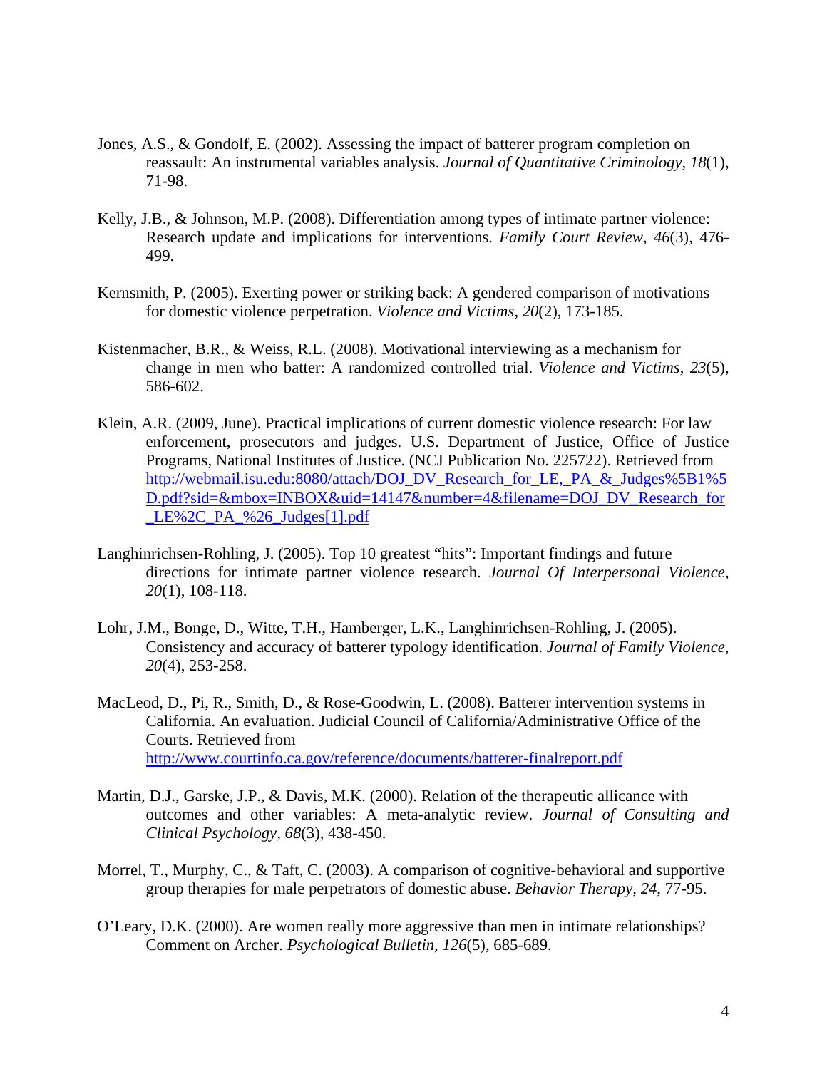Jones, A.S., & Gondolf, E. (2002). Assessing the impact of batterer program completion on reassault: An instrumental variables analysis. *Journal of Quantitative Criminology, 18*(1), 71-98.

Kelly, J.B., & Johnson, M.P. (2008). Differentiation among types of intimate partner violence: Research update and implications for interventions. *Family Court Review, 46*(3), 476-499.

Kernsmith, P. (2005). Exerting power or striking back: A gendered comparison of motivations for domestic violence perpetration. *Violence and Victims, 20*(2), 173-185.

Kistenmacher, B.R., & Weiss, R.L. (2008). Motivational interviewing as a mechanism for change in men who batter: A randomized controlled trial. *Violence and Victims, 23*(5), 586-602.

Klein, A.R. (2009, June). Practical implications of current domestic violence research: For law enforcement, prosecutors and judges. U.S. Department of Justice, Office of Justice Programs, National Institutes of Justice. (NCJ Publication No. 225722). Retrieved from http://webmail.isu.edu:8080/attach/DOJ_DV_Research_for_LE,_PA_&_Judges%5B1%5D.pdf?sid=&mbox=INBOX&uid=14147&number=4&filename=DOJ_DV_Research_for_LE%2C_PA_%26_Judges[1].pdf

Langhinrichsen-Rohling, J. (2005). Top 10 greatest "hits": Important findings and future directions for intimate partner violence research. *Journal Of Interpersonal Violence, 20*(1), 108-118.

Lohr, J.M., Bonge, D., Witte, T.H., Hamberger, L.K., Langhinrichsen-Rohling, J. (2005). Consistency and accuracy of batterer typology identification. *Journal of Family Violence, 20*(4), 253-258.

MacLeod, D., Pi, R., Smith, D., & Rose-Goodwin, L. (2008). Batterer intervention systems in California. An evaluation. Judicial Council of California/Administrative Office of the Courts. Retrieved from http://www.courtinfo.ca.gov/reference/documents/batterer-finalreport.pdf

Martin, D.J., Garske, J.P., & Davis, M.K. (2000). Relation of the therapeutic allicance with outcomes and other variables: A meta-analytic review. *Journal of Consulting and Clinical Psychology, 68*(3), 438-450.

Morrel, T., Murphy, C., & Taft, C. (2003). A comparison of cognitive-behavioral and supportive group therapies for male perpetrators of domestic abuse. *Behavior Therapy, 24*, 77-95.

O'Leary, D.K. (2000). Are women really more aggressive than men in intimate relationships? Comment on Archer. *Psychological Bulletin, 126*(5), 685-689.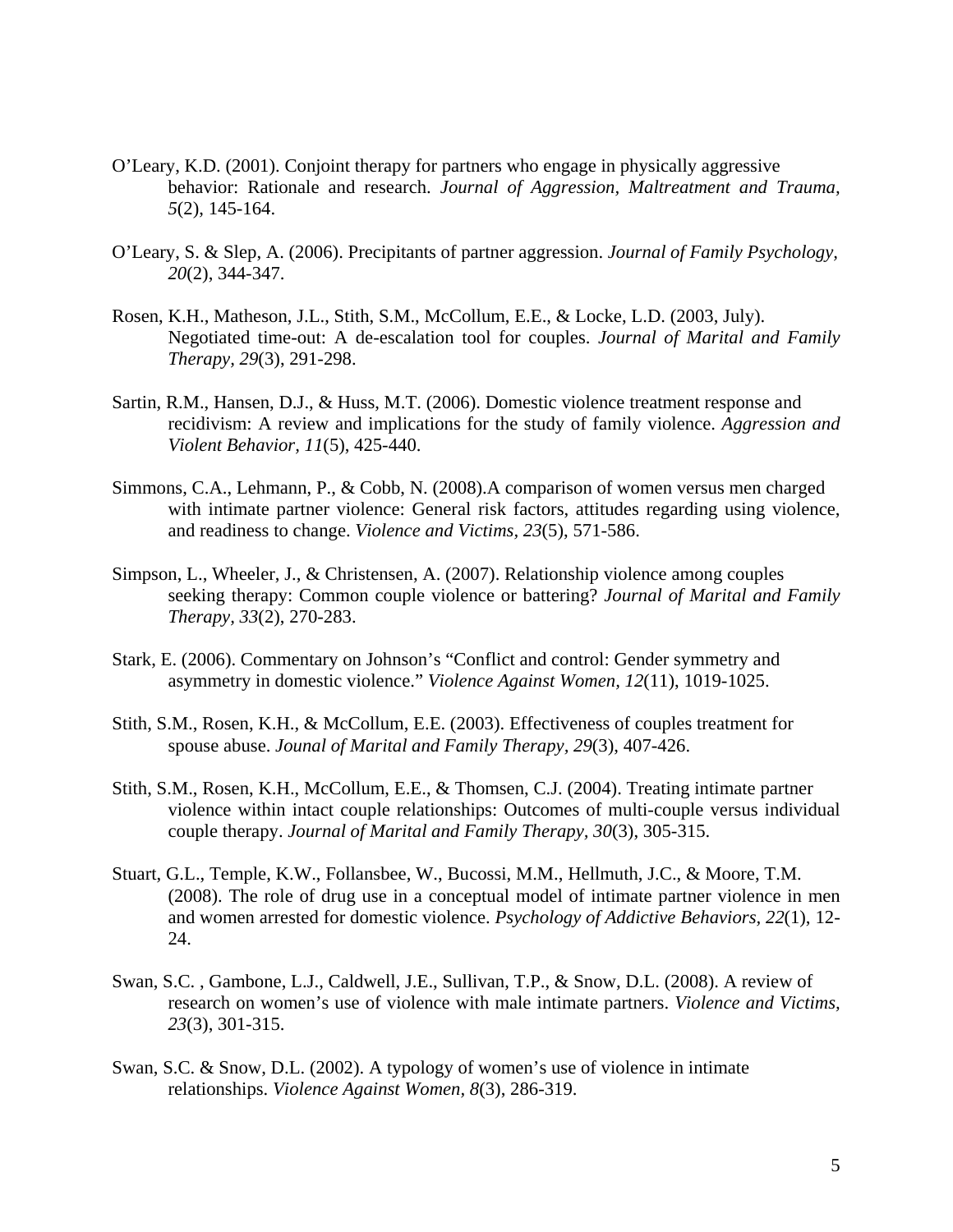O'Leary, K.D. (2001). Conjoint therapy for partners who engage in physically aggressive behavior: Rationale and research. *Journal of Aggression, Maltreatment and Trauma, 5*(2), 145-164.

O'Leary, S. & Slep, A. (2006). Precipitants of partner aggression. *Journal of Family Psychology, 20*(2), 344-347.

Rosen, K.H., Matheson, J.L., Stith, S.M., McCollum, E.E., & Locke, L.D. (2003, July). Negotiated time-out: A de-escalation tool for couples. *Journal of Marital and Family Therapy, 29*(3), 291-298.

Sartin, R.M., Hansen, D.J., & Huss, M.T. (2006). Domestic violence treatment response and recidivism: A review and implications for the study of family violence. *Aggression and Violent Behavior, 11*(5), 425-440.

Simmons, C.A., Lehmann, P., & Cobb, N. (2008).A comparison of women versus men charged with intimate partner violence: General risk factors, attitudes regarding using violence, and readiness to change. *Violence and Victims, 23*(5), 571-586.

Simpson, L., Wheeler, J., & Christensen, A. (2007). Relationship violence among couples seeking therapy: Common couple violence or battering? *Journal of Marital and Family Therapy, 33*(2), 270-283.

Stark, E. (2006). Commentary on Johnson's "Conflict and control: Gender symmetry and asymmetry in domestic violence." *Violence Against Women, 12*(11), 1019-1025.

Stith, S.M., Rosen, K.H., & McCollum, E.E. (2003). Effectiveness of couples treatment for spouse abuse. *Jounal of Marital and Family Therapy, 29*(3), 407-426.

Stith, S.M., Rosen, K.H., McCollum, E.E., & Thomsen, C.J. (2004). Treating intimate partner violence within intact couple relationships: Outcomes of multi-couple versus individual couple therapy. *Journal of Marital and Family Therapy, 30*(3), 305-315.

Stuart, G.L., Temple, K.W., Follansbee, W., Bucossi, M.M., Hellmuth, J.C., & Moore, T.M. (2008). The role of drug use in a conceptual model of intimate partner violence in men and women arrested for domestic violence. *Psychology of Addictive Behaviors, 22*(1), 12-24.

Swan, S.C. , Gambone, L.J., Caldwell, J.E., Sullivan, T.P., & Snow, D.L. (2008). A review of research on women's use of violence with male intimate partners. *Violence and Victims, 23*(3), 301-315.

Swan, S.C. & Snow, D.L. (2002). A typology of women's use of violence in intimate relationships. *Violence Against Women, 8*(3), 286-319.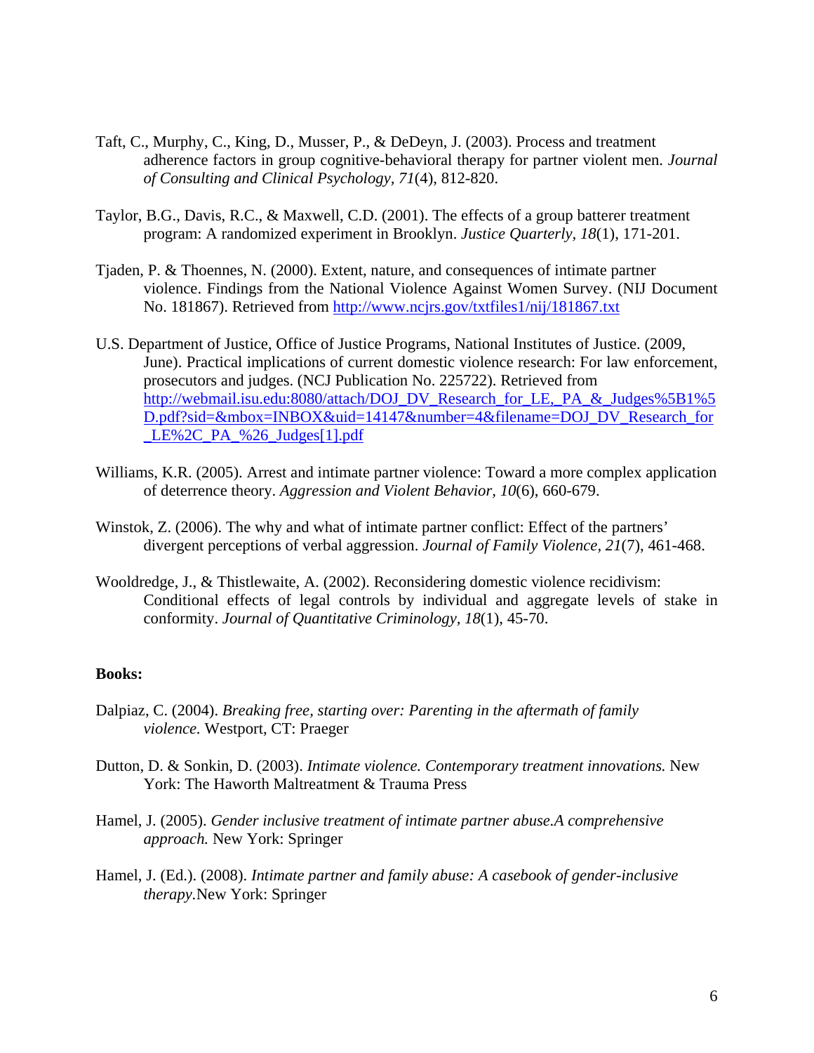Taft, C., Murphy, C., King, D., Musser, P., & DeDeyn, J. (2003). Process and treatment adherence factors in group cognitive-behavioral therapy for partner violent men. *Journal of Consulting and Clinical Psychology, 71*(4), 812-820.

Taylor, B.G., Davis, R.C., & Maxwell, C.D. (2001). The effects of a group batterer treatment program: A randomized experiment in Brooklyn. *Justice Quarterly, 18*(1), 171-201.

Tjaden, P. & Thoennes, N. (2000). Extent, nature, and consequences of intimate partner violence. Findings from the National Violence Against Women Survey. (NIJ Document No. 181867). Retrieved from http://www.ncjrs.gov/txtfiles1/nij/181867.txt

U.S. Department of Justice, Office of Justice Programs, National Institutes of Justice. (2009, June). Practical implications of current domestic violence research: For law enforcement, prosecutors and judges. (NCJ Publication No. 225722). Retrieved from http://webmail.isu.edu:8080/attach/DOJ_DV_Research_for_LE,_PA_&_Judges%5B1%5D.pdf?sid=&mbox=INBOX&uid=14147&number=4&filename=DOJ_DV_Research_for_LE%2C_PA_%26_Judges[1].pdf

Williams, K.R. (2005). Arrest and intimate partner violence: Toward a more complex application of deterrence theory. *Aggression and Violent Behavior, 10*(6), 660-679.

Winstok, Z. (2006). The why and what of intimate partner conflict: Effect of the partners' divergent perceptions of verbal aggression. *Journal of Family Violence, 21*(7), 461-468.

Wooldredge, J., & Thistlewaite, A. (2002). Reconsidering domestic violence recidivism: Conditional effects of legal controls by individual and aggregate levels of stake in conformity. *Journal of Quantitative Criminology, 18*(1), 45-70.

**Books:**

Dalpiaz, C. (2004). *Breaking free, starting over: Parenting in the aftermath of family violence.* Westport, CT: Praeger

Dutton, D. & Sonkin, D. (2003). *Intimate violence. Contemporary treatment innovations.* New York: The Haworth Maltreatment & Trauma Press

Hamel, J. (2005). *Gender inclusive treatment of intimate partner abuse.A comprehensive approach.* New York: Springer

Hamel, J. (Ed.). (2008). *Intimate partner and family abuse: A casebook of gender-inclusive therapy*.New York: Springer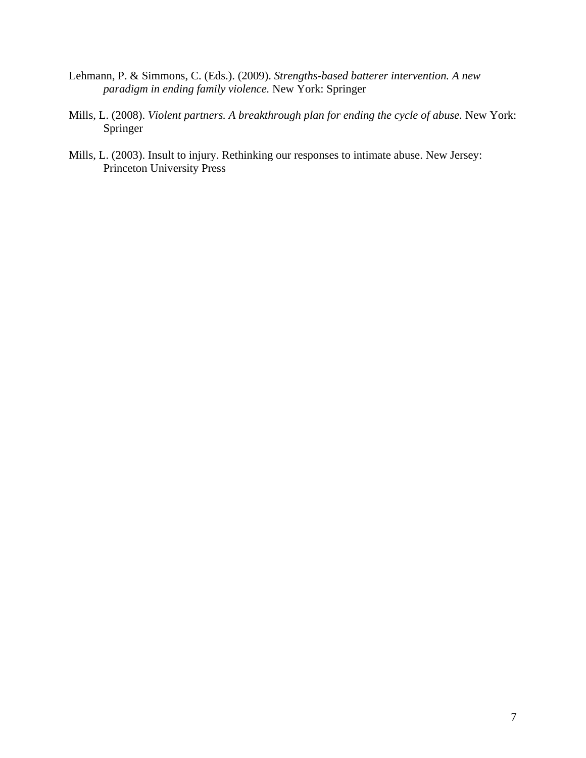Lehmann, P. & Simmons, C. (Eds.). (2009). *Strengths-based batterer intervention. A new paradigm in ending family violence.* New York: Springer

Mills, L. (2008). *Violent partners. A breakthrough plan for ending the cycle of abuse.* New York: Springer

Mills, L. (2003). Insult to injury. Rethinking our responses to intimate abuse. New Jersey: Princeton University Press